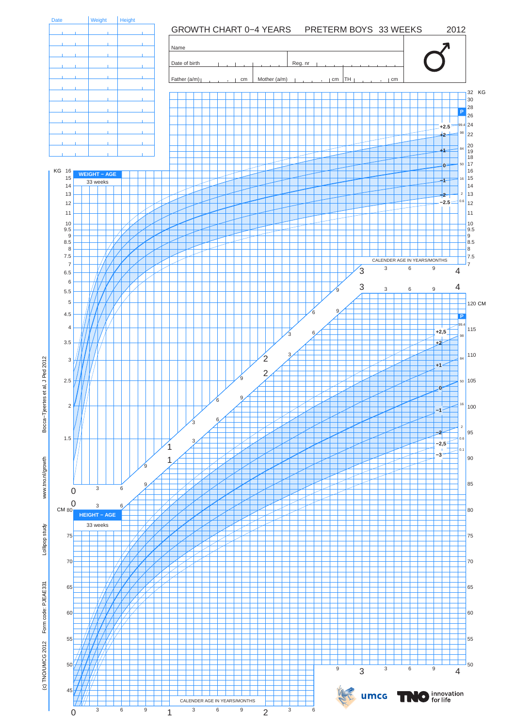# GROWTH CHART 0−4 YEARS PRETERM BOYS 33 WEEKS 2012

| Date | Weight | Height |
| --- | --- | --- |
| | | |
| | | |
| | | |
| | | |
| | | |
| | | |
| | | |
| | | |
| | | |
| | | |
| | | |
| | | |

Name

Date of birth

Reg. nr

Father (a/m) cm

Mother (a/m) cm

TH cm

♂

**WEIGHT − AGE**

33 weeks

KG

**HEIGHT − AGE**

33 weeks

CM

CALENDER AGE IN YEARS/MONTHS

P

+2.5, +2, +1, 0, −1, −2, −2.5

99.4, 98, 84, 50, 16, 2, 0.6

+2,5, +2, +1, 0, −1, −2, −2,5, −3

99.4, 98, 84, 50, 16, 2, 0.6, 0.1

Bocca−Tjeertes et al, J Ped 2012

www.tno.nl/growth

Lollipop study

Form code: PJEAE331

(c) TNO/UMCG 2012

umcg

TNO innovation for life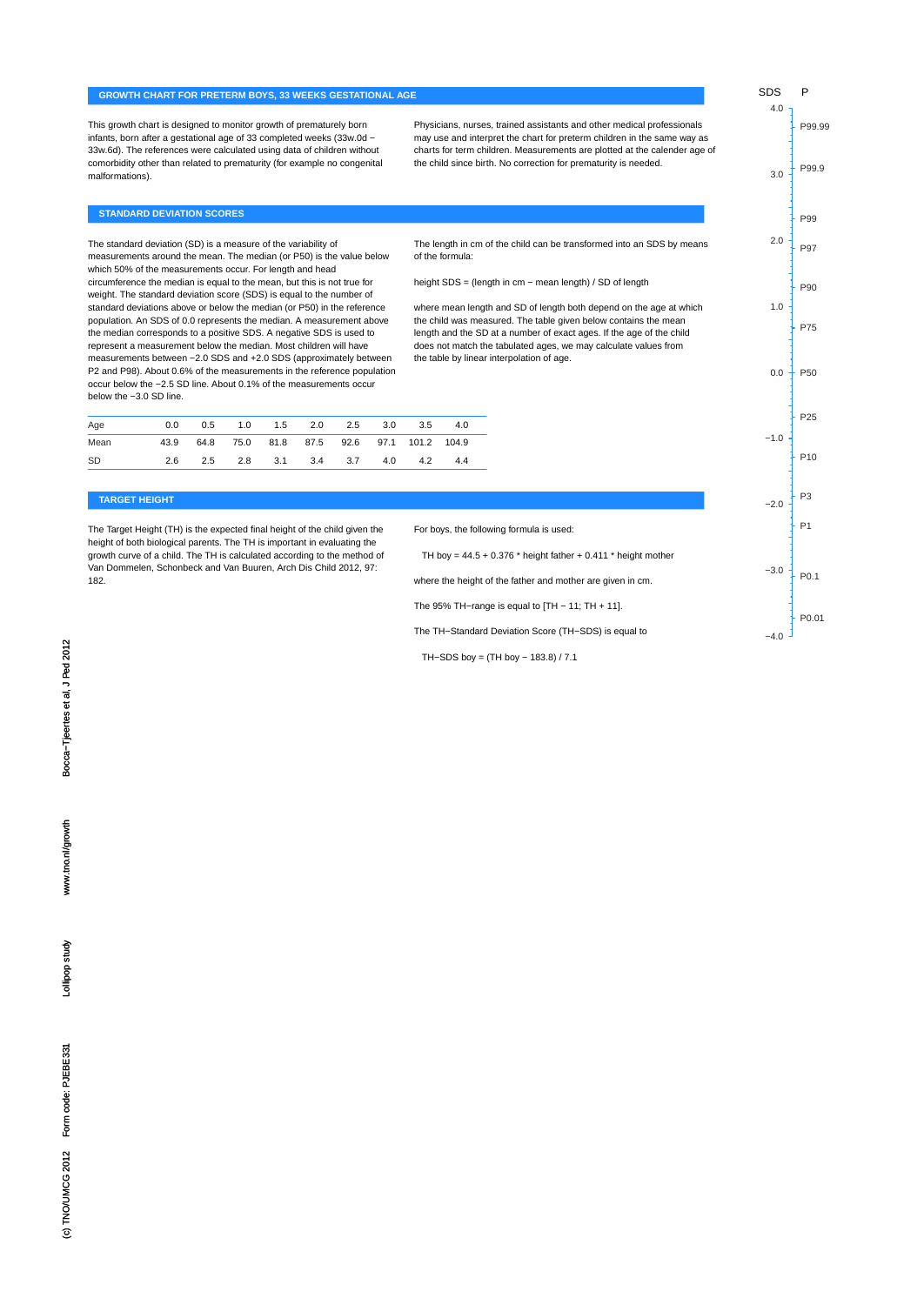## GROWTH CHART FOR PRETERM BOYS, 33 WEEKS GESTATIONAL AGE

This growth chart is designed to monitor growth of prematurely born infants, born after a gestational age of 33 completed weeks (33w.0d − 33w.6d). The references were calculated using data of children without comorbidity other than related to prematurity (for example no congenital malformations).

Physicians, nurses, trained assistants and other medical professionals may use and interpret the chart for preterm children in the same way as charts for term children. Measurements are plotted at the calender age of the child since birth. No correction for prematurity is needed.

## STANDARD DEVIATION SCORES

The standard deviation (SD) is a measure of the variability of measurements around the mean. The median (or P50) is the value below which 50% of the measurements occur. For length and head circumference the median is equal to the mean, but this is not true for weight. The standard deviation score (SDS) is equal to the number of standard deviations above or below the median (or P50) in the reference population. An SDS of 0.0 represents the median. A measurement above the median corresponds to a positive SDS. A negative SDS is used to represent a measurement below the median. Most children will have measurements between −2.0 SDS and +2.0 SDS (approximately between P2 and P98). About 0.6% of the measurements in the reference population occur below the −2.5 SD line. About 0.1% of the measurements occur below the −3.0 SD line.

| Age | 0.0 | 0.5 | 1.0 | 1.5 | 2.0 | 2.5 | 3.0 | 3.5 | 4.0 |
|---|---|---|---|---|---|---|---|---|---|
| Mean | 43.9 | 64.8 | 75.0 | 81.8 | 87.5 | 92.6 | 97.1 | 101.2 | 104.9 |
| SD | 2.6 | 2.5 | 2.8 | 3.1 | 3.4 | 3.7 | 4.0 | 4.2 | 4.4 |

The length in cm of the child can be transformed into an SDS by means of the formula:

height SDS = (length in cm − mean length) / SD of length

where mean length and SD of length both depend on the age at which the child was measured. The table given below contains the mean length and the SD at a number of exact ages. If the age of the child does not match the tabulated ages, we may calculate values from the table by linear interpolation of age.

## TARGET HEIGHT

The Target Height (TH) is the expected final height of the child given the height of both biological parents. The TH is important in evaluating the growth curve of a child. The TH is calculated according to the method of Van Dommelen, Schonbeck and Van Buuren, Arch Dis Child 2012, 97: 182.

For boys, the following formula is used:

TH boy = 44.5 + 0.376 * height father + 0.411 * height mother

where the height of the father and mother are given in cm.

The 95% TH−range is equal to [TH − 11; TH + 11].

The TH−Standard Deviation Score (TH−SDS) is equal to

TH−SDS boy = (TH boy − 183.8) / 7.1

SDS P
4.0
P99.99
3.0
P99.9
P99
2.0
P97
P90
1.0
P75
0.0
P50
P25
−1.0
P10
P3
−2.0
P1
−3.0
P0.1
P0.01
−4.0

(c) TNO/UMCG 2012 Form code: PJEBE331 Lollipop study www.tno.nl/growth Bocca−Tjeertes et al, J Ped 2012